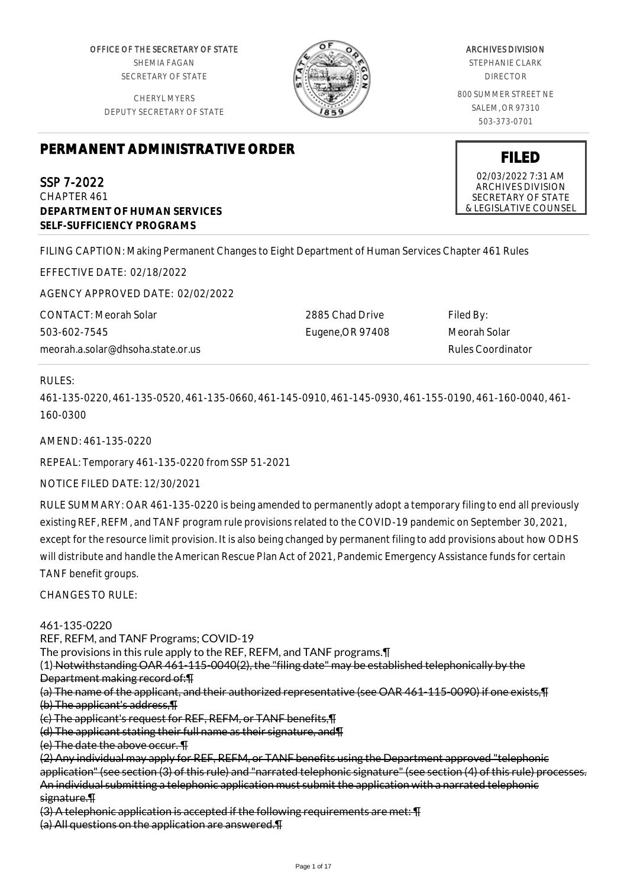OFFICE OF THE SECRETARY OF STATE
SHEMIA FAGAN
SECRETARY OF STATE

CHERYL MYERS
DEPUTY SECRETARY OF STATE

ARCHIVES DIVISION
STEPHANIE CLARK
DIRECTOR

800 SUMMER STREET NE
SALEM, OR 97310
503-373-0701

# PERMANENT ADMINISTRATIVE ORDER

**FILED**
02/03/2022 7:31 AM
ARCHIVES DIVISION
SECRETARY OF STATE
& LEGISLATIVE COUNSEL

SSP 7-2022
CHAPTER 461
**DEPARTMENT OF HUMAN SERVICES**
**SELF-SUFFICIENCY PROGRAMS**

FILING CAPTION: Making Permanent Changes to Eight Department of Human Services Chapter 461 Rules

EFFECTIVE DATE: 02/18/2022

AGENCY APPROVED DATE: 02/02/2022

CONTACT: Meorah Solar
503-602-7545
meorah.a.solar@dhsoha.state.or.us

2885 Chad Drive
Eugene,OR 97408

Filed By:
Meorah Solar
Rules Coordinator

RULES:

461-135-0220, 461-135-0520, 461-135-0660, 461-145-0910, 461-145-0930, 461-155-0190, 461-160-0040, 461-160-0300

AMEND: 461-135-0220

REPEAL: Temporary 461-135-0220 from SSP 51-2021

NOTICE FILED DATE: 12/30/2021

RULE SUMMARY: OAR 461-135-0220 is being amended to permanently adopt a temporary filing to end all previously existing REF, REFM, and TANF program rule provisions related to the COVID-19 pandemic on September 30, 2021, except for the resource limit provision. It is also being changed by permanent filing to add provisions about how ODHS will distribute and handle the American Rescue Plan Act of 2021, Pandemic Emergency Assistance funds for certain TANF benefit groups.

CHANGES TO RULE:

461-135-0220
REF, REFM, and TANF Programs; COVID-19
The provisions in this rule apply to the REF, REFM, and TANF programs.¶
(1) ~~Notwithstanding OAR 461-115-0040(2), the "filing date" may be established telephonically by the Department making record of:¶~~
~~(a) The name of the applicant, and their authorized representative (see OAR 461-115-0090) if one exists,¶~~
~~(b) The applicant's address,¶~~
~~(c) The applicant's request for REF, REFM, or TANF benefits,¶~~
~~(d) The applicant stating their full name as their signature, and¶~~
~~(e) The date the above occur. ¶~~
~~(2) Any individual may apply for REF, REFM, or TANF benefits using the Department approved "telephonic application" (see section (3) of this rule) and "narrated telephonic signature" (see section (4) of this rule) processes. An individual submitting a telephonic application must submit the application with a narrated telephonic signature.¶~~
~~(3) A telephonic application is accepted if the following requirements are met: ¶~~
~~(a) All questions on the application are answered.¶~~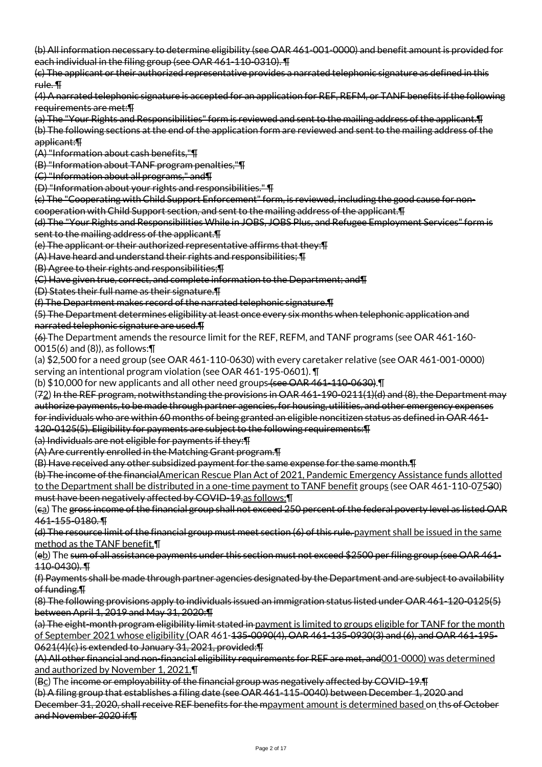~~(b) All information necessary to determine eligibility (see OAR 461-001-0000) and benefit amount is provided for each individual in the filing group (see OAR 461-110-0310). ¶~~

~~(c) The applicant or their authorized representative provides a narrated telephonic signature as defined in this rule. ¶~~

~~(4) A narrated telephonic signature is accepted for an application for REF, REFM, or TANF benefits if the following requirements are met:¶~~

~~(a) The "Your Rights and Responsibilities" form is reviewed and sent to the mailing address of the applicant.¶~~

~~(b) The following sections at the end of the application form are reviewed and sent to the mailing address of the applicant:¶~~

~~(A) "Information about cash benefits,"¶~~

~~(B) "Information about TANF program penalties,"¶~~

~~(C) "Information about all programs," and¶~~

~~(D) "Information about your rights and responsibilities." ¶~~

~~(c) The "Cooperating with Child Support Enforcement" form, is reviewed, including the good cause for non-cooperation with Child Support section, and sent to the mailing address of the applicant.¶~~

~~(d) The "Your Rights and Responsibilities While in JOBS, JOBS Plus, and Refugee Employment Services" form is sent to the mailing address of the applicant.¶~~

~~(e) The applicant or their authorized representative affirms that they:¶~~

~~(A) Have heard and understand their rights and responsibilities; ¶~~

~~(B) Agree to their rights and responsibilities;¶~~

~~(C) Have given true, correct, and complete information to the Department; and¶~~

~~(D) States their full name as their signature.¶~~

~~(f) The Department makes record of the narrated telephonic signature.¶~~

~~(5) The Department determines eligibility at least once every six months when telephonic application and narrated telephonic signature are used.¶~~

~~(6)~~ The Department amends the resource limit for the REF, REFM, and TANF programs (see OAR 461-160-0015(6) and (8)), as follows:¶

(a) $2,500 for a need group (see OAR 461-110-0630) with every caretaker relative (see OAR 461-001-0000) serving an intentional program violation (see OAR 461-195-0601). ¶

(b) $10,000 for new applicants and all other need groups~~ (see OAR 461-110-0630)~~.¶

(~~7~~<u>2</u>) ~~In the REF program, notwithstanding the provisions in OAR 461-190-0211(1)(d) and (8), the Department may authorize payments, to be made through partner agencies, for housing, utilities, and other emergency expenses for individuals who are within 60 months of being granted an eligible noncitizen status as defined in OAR 461-120-0125(5). Eligibility for payments are subject to the following requirements:¶~~

~~(a) Individuals are not eligible for payments if they:¶~~

~~(A) Are currently enrolled in the Matching Grant program.¶~~

~~(B) Have received any other subsidized payment for the same expense for the same month.¶~~

~~(b) The income of the financial~~<u>American Rescue Plan Act of 2021, Pandemic Emergency Assistance funds allotted to the Department shall be distributed in a one-time payment to TANF benefit</u> group<u>s</u> (see OAR 461-110-0<u>7</u>5~~3~~0) ~~must have been negatively affected by COVID-19.~~<u>as follows:</u>¶

(~~c~~<u>a</u>) The ~~gross income of the financial group shall not exceed 250 percent of the federal poverty level as listed OAR 461-155-0180. ¶~~

~~(d) The resource limit of the financial group must meet section (6) of this rule.~~ <u>payment shall be issued in the same method as the TANF benefit.</u>¶

(~~e~~<u>b</u>) The ~~sum of all assistance payments under this section must not exceed $2500 per filing group (see OAR 461-110-0430). ¶~~

~~(f) Payments shall be made through partner agencies designated by the Department and are subject to availability of funding.¶~~

~~(8) The following provisions apply to individuals issued an immigration status listed under OAR 461-120-0125(5) between April 1, 2019 and May 31, 2020:¶~~

~~(a) The eight-month program eligibility limit stated in~~ <u>payment is limited to groups eligible for TANF for the month of September 2021 whose eligibility</u> (OAR 461-~~135-0090(4), OAR 461-135-0930(3) and (6), and OAR 461-195-0621(4)(c) is extended to January 31, 2021, provided:¶~~

~~(A) All other financial and non-financial eligibility requirements for REF are met, and~~<u>001-0000) was determined and authorized by November 1, 2021.</u>¶

(~~B~~<u>c</u>) The ~~income or employability of the financial group was negatively affected by COVID-19.¶~~

~~(b) A filing group that establishes a filing date (see OAR 461-115-0040) between December 1, 2020 and December 31, 2020, shall receive REF benefits for the m~~<u>payment amount is determined based</u> on th~~s of October and November 2020 if:¶~~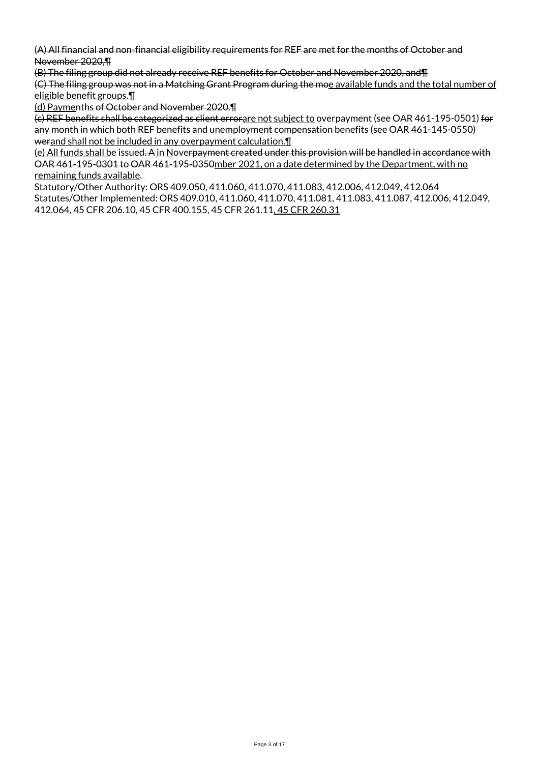~~(A) All financial and non-financial eligibility requirements for REF are met for the months of October and November 2020,¶~~
~~(B) The filing group did not already receive REF benefits for October and November 2020, and¶~~
~~(C) The filing group was not in a Matching Grant Program during the mo~~e available funds and the total number of eligible benefit groups.¶
(d) Payme~~nths of October and November 2020.¶~~
~~(c) REF benefits shall be categorized as client error~~are not subject to overpayment (see OAR 461-195-0501) ~~for any month in which both REF benefits and unemployment compensation benefits (see OAR 461-145-0550) wer~~and shall not be included in any overpayment calculation.¶
(e) All funds shall be issued~~. A~~ in N~~overpayment created under this provision will be handled in accordance with OAR 461-195-0301 to OAR 461-195-0350~~mber 2021, on a date determined by the Department, with no remaining funds available.

Statutory/Other Authority: ORS 409.050, 411.060, 411.070, 411.083, 412.006, 412.049, 412.064
Statutes/Other Implemented: ORS 409.010, 411.060, 411.070, 411.081, 411.083, 411.087, 412.006, 412.049, 412.064, 45 CFR 206.10, 45 CFR 400.155, 45 CFR 261.11, 45 CFR 260.31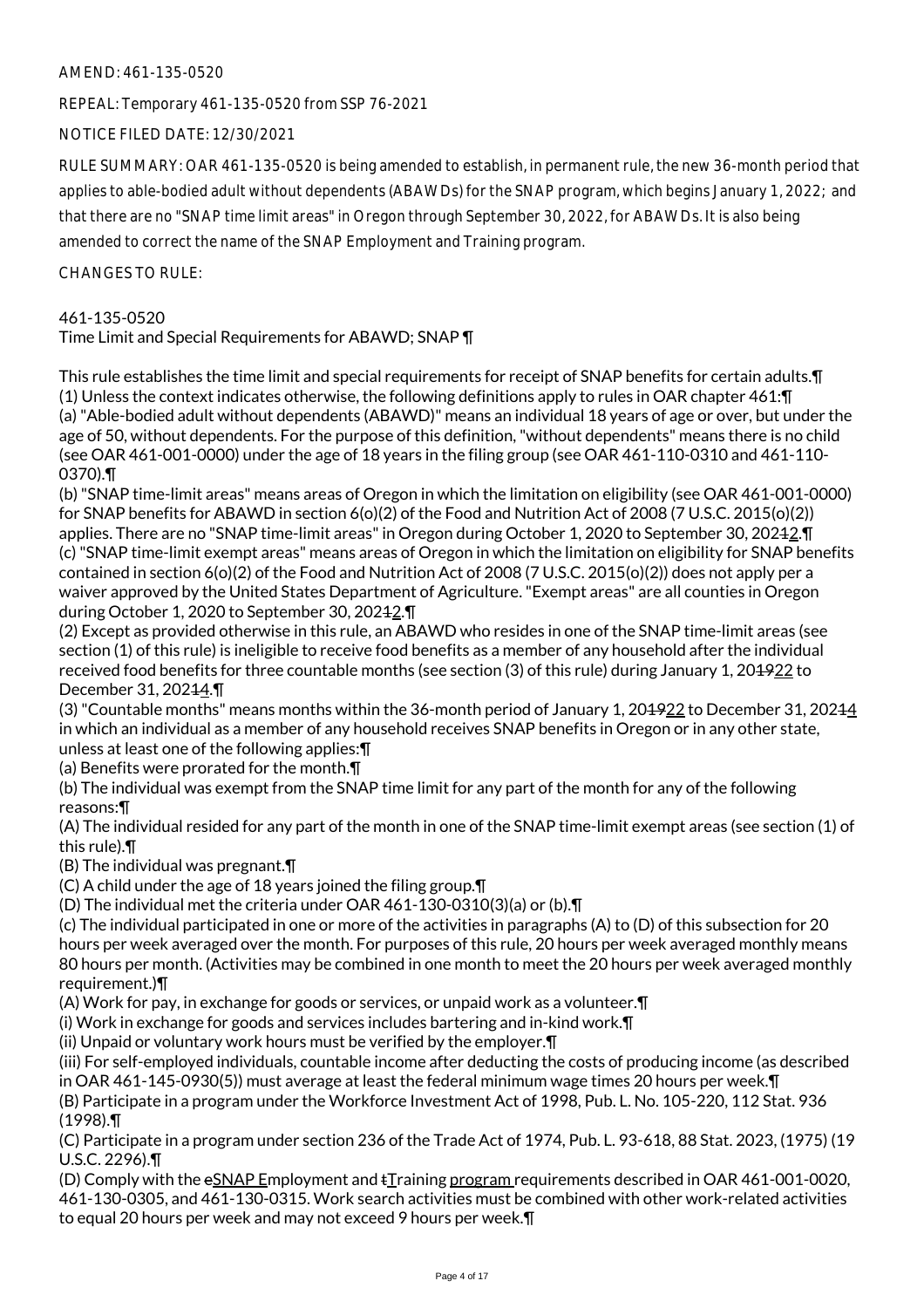AMEND: 461-135-0520

REPEAL: Temporary 461-135-0520 from SSP 76-2021

NOTICE FILED DATE: 12/30/2021

RULE SUMMARY: OAR 461-135-0520 is being amended to establish, in permanent rule, the new 36-month period that applies to able-bodied adult without dependents (ABAWDs) for the SNAP program, which begins January 1, 2022; and that there are no "SNAP time limit areas" in Oregon through September 30, 2022, for ABAWDs. It is also being amended to correct the name of the SNAP Employment and Training program.

CHANGES TO RULE:

461-135-0520
Time Limit and Special Requirements for ABAWD; SNAP ¶

This rule establishes the time limit and special requirements for receipt of SNAP benefits for certain adults.¶
(1) Unless the context indicates otherwise, the following definitions apply to rules in OAR chapter 461:¶
(a) "Able-bodied adult without dependents (ABAWD)" means an individual 18 years of age or over, but under the age of 50, without dependents. For the purpose of this definition, "without dependents" means there is no child (see OAR 461-001-0000) under the age of 18 years in the filing group (see OAR 461-110-0310 and 461-110-0370).¶
(b) "SNAP time-limit areas" means areas of Oregon in which the limitation on eligibility (see OAR 461-001-0000) for SNAP benefits for ABAWD in section 6(o)(2) of the Food and Nutrition Act of 2008 (7 U.S.C. 2015(o)(2)) applies. There are no "SNAP time-limit areas" in Oregon during October 1, 2020 to September 30, 202~~1~~2.¶
(c) "SNAP time-limit exempt areas" means areas of Oregon in which the limitation on eligibility for SNAP benefits contained in section 6(o)(2) of the Food and Nutrition Act of 2008 (7 U.S.C. 2015(o)(2)) does not apply per a waiver approved by the United States Department of Agriculture. "Exempt areas" are all counties in Oregon during October 1, 2020 to September 30, 202~~1~~2.¶
(2) Except as provided otherwise in this rule, an ABAWD who resides in one of the SNAP time-limit areas (see section (1) of this rule) is ineligible to receive food benefits as a member of any household after the individual received food benefits for three countable months (see section (3) of this rule) during January 1, 20~~19~~22 to December 31, 202~~1~~4.¶
(3) "Countable months" means months within the 36-month period of January 1, 20~~19~~22 to December 31, 202~~1~~4 in which an individual as a member of any household receives SNAP benefits in Oregon or in any other state, unless at least one of the following applies:¶
(a) Benefits were prorated for the month.¶
(b) The individual was exempt from the SNAP time limit for any part of the month for any of the following reasons:¶
(A) The individual resided for any part of the month in one of the SNAP time-limit exempt areas (see section (1) of this rule).¶
(B) The individual was pregnant.¶
(C) A child under the age of 18 years joined the filing group.¶
(D) The individual met the criteria under OAR 461-130-0310(3)(a) or (b).¶
(c) The individual participated in one or more of the activities in paragraphs (A) to (D) of this subsection for 20 hours per week averaged over the month. For purposes of this rule, 20 hours per week averaged monthly means 80 hours per month. (Activities may be combined in one month to meet the 20 hours per week averaged monthly requirement.)¶
(A) Work for pay, in exchange for goods or services, or unpaid work as a volunteer.¶
(i) Work in exchange for goods and services includes bartering and in-kind work.¶
(ii) Unpaid or voluntary work hours must be verified by the employer.¶
(iii) For self-employed individuals, countable income after deducting the costs of producing income (as described in OAR 461-145-0930(5)) must average at least the federal minimum wage times 20 hours per week.¶
(B) Participate in a program under the Workforce Investment Act of 1998, Pub. L. No. 105-220, 112 Stat. 936 (1998).¶
(C) Participate in a program under section 236 of the Trade Act of 1974, Pub. L. 93-618, 88 Stat. 2023, (1975) (19 U.S.C. 2296).¶
(D) Comply with the ~~e~~SNAP Employment and ~~t~~Training program requirements described in OAR 461-001-0020, 461-130-0305, and 461-130-0315. Work search activities must be combined with other work-related activities to equal 20 hours per week and may not exceed 9 hours per week.¶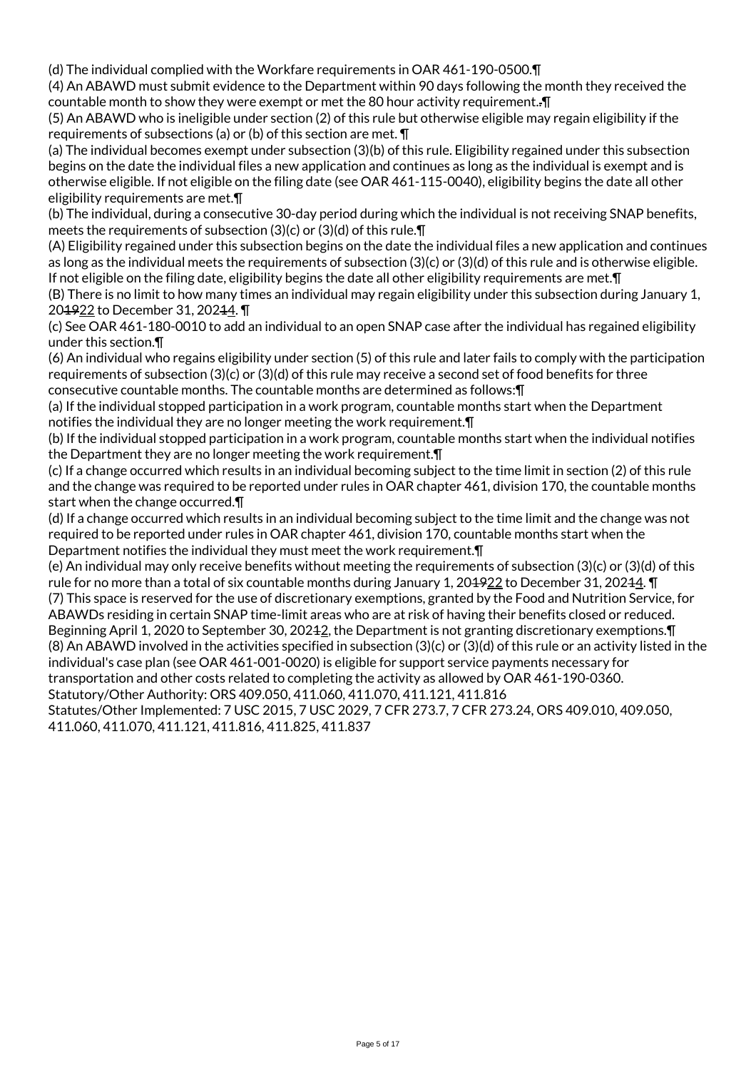(d) The individual complied with the Workfare requirements in OAR 461-190-0500.¶

(4) An ABAWD must submit evidence to the Department within 90 days following the month they received the countable month to show they were exempt or met the 80 hour activity requirement..¶

(5) An ABAWD who is ineligible under section (2) of this rule but otherwise eligible may regain eligibility if the requirements of subsections (a) or (b) of this section are met. ¶

(a) The individual becomes exempt under subsection (3)(b) of this rule. Eligibility regained under this subsection begins on the date the individual files a new application and continues as long as the individual is exempt and is otherwise eligible. If not eligible on the filing date (see OAR 461-115-0040), eligibility begins the date all other eligibility requirements are met.¶

(b) The individual, during a consecutive 30-day period during which the individual is not receiving SNAP benefits, meets the requirements of subsection (3)(c) or (3)(d) of this rule.¶

(A) Eligibility regained under this subsection begins on the date the individual files a new application and continues as long as the individual meets the requirements of subsection (3)(c) or (3)(d) of this rule and is otherwise eligible. If not eligible on the filing date, eligibility begins the date all other eligibility requirements are met.¶

(B) There is no limit to how many times an individual may regain eligibility under this subsection during January 1, 201922 to December 31, 20214. ¶

(c) See OAR 461-180-0010 to add an individual to an open SNAP case after the individual has regained eligibility under this section.¶

(6) An individual who regains eligibility under section (5) of this rule and later fails to comply with the participation requirements of subsection (3)(c) or (3)(d) of this rule may receive a second set of food benefits for three consecutive countable months. The countable months are determined as follows:¶

(a) If the individual stopped participation in a work program, countable months start when the Department notifies the individual they are no longer meeting the work requirement.¶

(b) If the individual stopped participation in a work program, countable months start when the individual notifies the Department they are no longer meeting the work requirement.¶

(c) If a change occurred which results in an individual becoming subject to the time limit in section (2) of this rule and the change was required to be reported under rules in OAR chapter 461, division 170, the countable months start when the change occurred.¶

(d) If a change occurred which results in an individual becoming subject to the time limit and the change was not required to be reported under rules in OAR chapter 461, division 170, countable months start when the Department notifies the individual they must meet the work requirement.¶

(e) An individual may only receive benefits without meeting the requirements of subsection (3)(c) or (3)(d) of this rule for no more than a total of six countable months during January 1, 201922 to December 31, 20214. ¶

(7) This space is reserved for the use of discretionary exemptions, granted by the Food and Nutrition Service, for ABAWDs residing in certain SNAP time-limit areas who are at risk of having their benefits closed or reduced. Beginning April 1, 2020 to September 30, 20212, the Department is not granting discretionary exemptions.¶

(8) An ABAWD involved in the activities specified in subsection (3)(c) or (3)(d) of this rule or an activity listed in the individual's case plan (see OAR 461-001-0020) is eligible for support service payments necessary for transportation and other costs related to completing the activity as allowed by OAR 461-190-0360.

Statutory/Other Authority: ORS 409.050, 411.060, 411.070, 411.121, 411.816

Statutes/Other Implemented: 7 USC 2015, 7 USC 2029, 7 CFR 273.7, 7 CFR 273.24, ORS 409.010, 409.050, 411.060, 411.070, 411.121, 411.816, 411.825, 411.837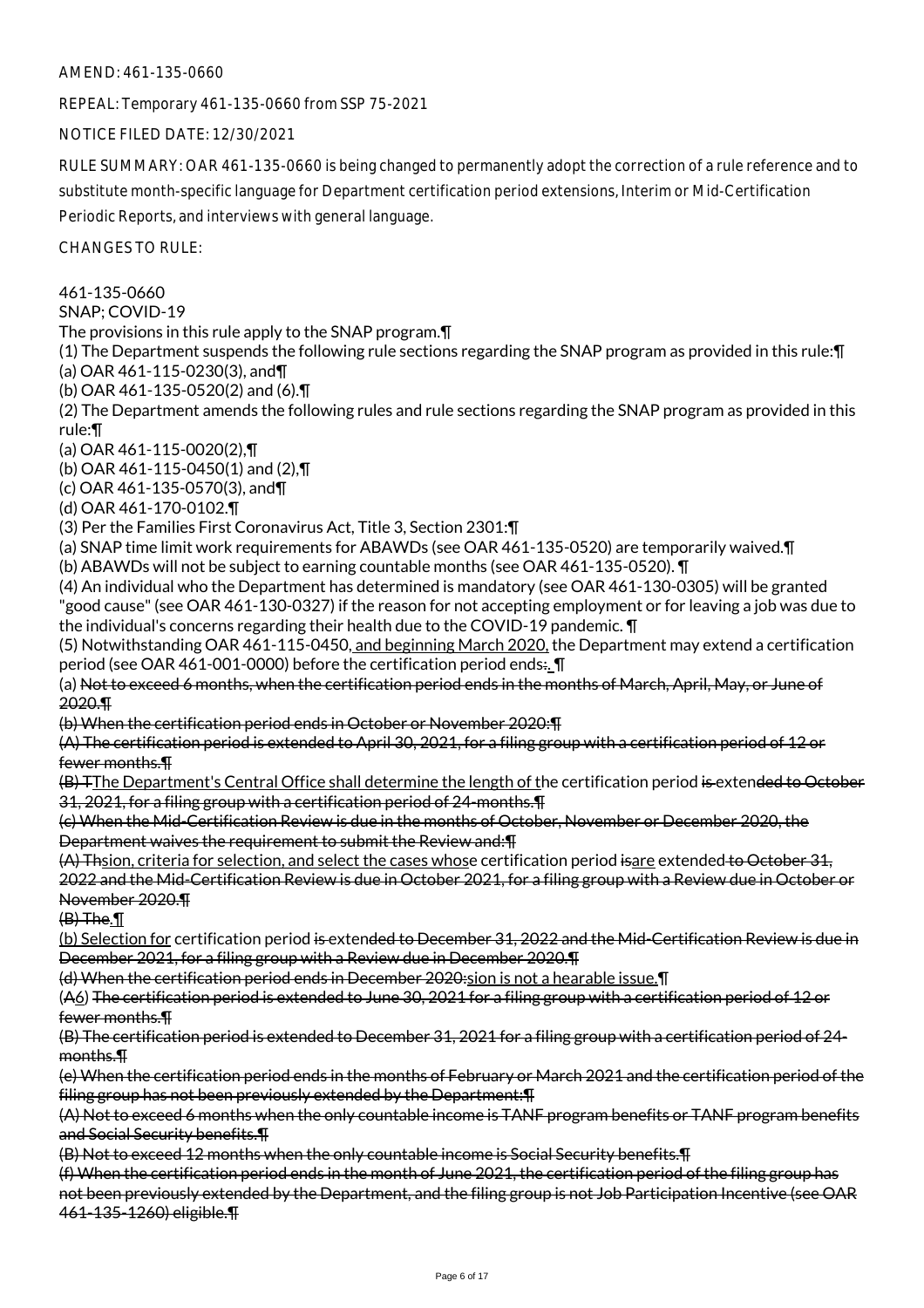AMEND: 461-135-0660

REPEAL: Temporary 461-135-0660 from SSP 75-2021

NOTICE FILED DATE: 12/30/2021

RULE SUMMARY: OAR 461-135-0660 is being changed to permanently adopt the correction of a rule reference and to substitute month-specific language for Department certification period extensions, Interim or Mid-Certification Periodic Reports, and interviews with general language.

CHANGES TO RULE:

461-135-0660
SNAP; COVID-19
The provisions in this rule apply to the SNAP program.¶
(1) The Department suspends the following rule sections regarding the SNAP program as provided in this rule:¶
(a) OAR 461-115-0230(3), and¶
(b) OAR 461-135-0520(2) and (6).¶
(2) The Department amends the following rules and rule sections regarding the SNAP program as provided in this rule:¶
(a) OAR 461-115-0020(2),¶
(b) OAR 461-115-0450(1) and (2),¶
(c) OAR 461-135-0570(3), and¶
(d) OAR 461-170-0102.¶
(3) Per the Families First Coronavirus Act, Title 3, Section 2301:¶
(a) SNAP time limit work requirements for ABAWDs (see OAR 461-135-0520) are temporarily waived.¶
(b) ABAWDs will not be subject to earning countable months (see OAR 461-135-0520). ¶
(4) An individual who the Department has determined is mandatory (see OAR 461-130-0305) will be granted "good cause" (see OAR 461-130-0327) if the reason for not accepting employment or for leaving a job was due to the individual's concerns regarding their health due to the COVID-19 pandemic. ¶
(5) Notwithstanding OAR 461-115-0450, and beginning March 2020, the Department may extend a certification period (see OAR 461-001-0000) before the certification period ends:. ¶
(a) ~~Not to exceed 6 months, when the certification period ends in the months of March, April, May, or June of 2020.¶~~
~~(b) When the certification period ends in October or November 2020:¶~~
~~(A) The certification period is extended to April 30, 2021, for a filing group with a certification period of 12 or fewer months.¶~~
~~(B) T~~The Department's Central Office shall determine the length of the certification period ~~is~~ exten~~ded to October 31, 2021, for a filing group with a certification period of 24-months.¶~~
~~(c) When the Mid-Certification Review is due in the months of October, November or December 2020, the Department waives the requirement to submit the Review and:¶~~
~~(A) Th~~sion, criteria for selection, and select the cases whose certification period ~~is~~are extended ~~to October 31, 2022 and the Mid-Certification Review is due in October 2021, for a filing group with a Review due in October or November 2020.¶~~
~~(B) The.¶~~
(b) Selection for certification period ~~is extended to December 31, 2022 and the Mid-Certification Review is due in December 2021, for a filing group with a Review due in December 2020.¶~~
~~(d) When the certification period ends in December 2020:~~sion is not a hearable issue.¶
(~~A~~6) ~~The certification period is extended to June 30, 2021 for a filing group with a certification period of 12 or fewer months.¶~~
~~(B) The certification period is extended to December 31, 2021 for a filing group with a certification period of 24-months.¶~~
~~(e) When the certification period ends in the months of February or March 2021 and the certification period of the filing group has not been previously extended by the Department:¶~~
~~(A) Not to exceed 6 months when the only countable income is TANF program benefits or TANF program benefits and Social Security benefits.¶~~
~~(B) Not to exceed 12 months when the only countable income is Social Security benefits.¶~~
~~(f) When the certification period ends in the month of June 2021, the certification period of the filing group has not been previously extended by the Department, and the filing group is not Job Participation Incentive (see OAR 461-135-1260) eligible.¶~~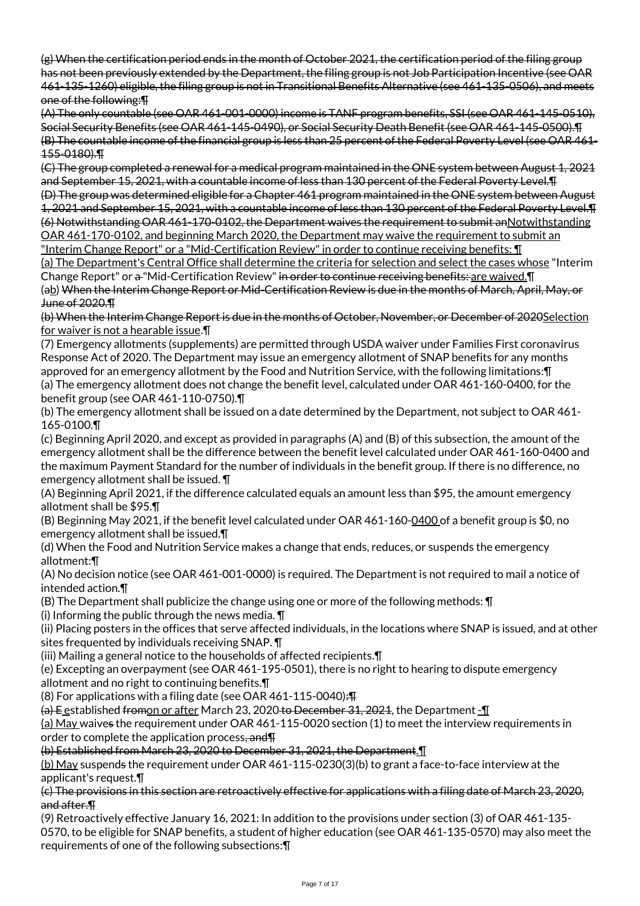~~(g) When the certification period ends in the month of October 2021, the certification period of the filing group has not been previously extended by the Department, the filing group is not Job Participation Incentive (see OAR 461-135-1260) eligible, the filing group is not in Transitional Benefits Alternative (see 461-135-0506), and meets one of the following:¶~~

~~(A) The only countable (see OAR 461-001-0000) income is TANF program benefits, SSI (see OAR 461-145-0510), Social Security Benefits (see OAR 461-145-0490), or Social Security Death Benefit (see OAR 461-145-0500).¶~~

~~(B) The countable income of the financial group is less than 25 percent of the Federal Poverty Level (see OAR 461-155-0180).¶~~

~~(C) The group completed a renewal for a medical program maintained in the ONE system between August 1, 2021 and September 15, 2021, with a countable income of less than 130 percent of the Federal Poverty Level.¶~~

~~(D) The group was determined eligible for a Chapter 461 program maintained in the ONE system between August 1, 2021 and September 15, 2021, with a countable income of less than 130 percent of the Federal Poverty Level.¶~~

~~(6) Notwithstanding OAR 461-170-0102, the Department waives the requirement to submit an~~<u>Notwithstanding OAR 461-170-0102, and beginning March 2020, the Department may waive the requirement to submit an "Interim Change Report" or a "Mid-Certification Review" in order to continue receiving benefits: ¶</u>

<u>(a) The Department's Central Office shall determine the criteria for selection and select the cases whose</u> "Interim Change Report" or ~~a~~ "Mid-Certification Review" ~~in order to continue receiving benefits:~~ <u>are waived.</u>¶

(~~a~~<u>b</u>) ~~When the Interim Change Report or Mid-Certification Review is due in the months of March, April, May, or June of 2020.¶~~

~~(b) When the Interim Change Report is due in the months of October, November, or December of 2020~~<u>Selection for waiver is not a hearable issue</u>.¶

(7) Emergency allotments (supplements) are permitted through USDA waiver under Families First coronavirus Response Act of 2020. The Department may issue an emergency allotment of SNAP benefits for any months approved for an emergency allotment by the Food and Nutrition Service, with the following limitations:¶

(a) The emergency allotment does not change the benefit level, calculated under OAR 461-160-0400, for the benefit group (see OAR 461-110-0750).¶

(b) The emergency allotment shall be issued on a date determined by the Department, not subject to OAR 461-165-0100.¶

(c) Beginning April 2020, and except as provided in paragraphs (A) and (B) of this subsection, the amount of the emergency allotment shall be the difference between the benefit level calculated under OAR 461-160-0400 and the maximum Payment Standard for the number of individuals in the benefit group. If there is no difference, no emergency allotment shall be issued. ¶

(A) Beginning April 2021, if the difference calculated equals an amount less than $95, the amount emergency allotment shall be $95.¶

(B) Beginning May 2021, if the benefit level calculated under OAR 461-160-<u>0400 </u>of a benefit group is $0, no emergency allotment shall be issued.¶

(d) When the Food and Nutrition Service makes a change that ends, reduces, or suspends the emergency allotment:¶

(A) No decision notice (see OAR 461-001-0000) is required. The Department is not required to mail a notice of intended action.¶

(B) The Department shall publicize the change using one or more of the following methods: ¶

(i) Informing the public through the news media. ¶

(ii) Placing posters in the offices that serve affected individuals, in the locations where SNAP is issued, and at other sites frequented by individuals receiving SNAP. ¶

(iii) Mailing a general notice to the households of affected recipients.¶

(e) Excepting an overpayment (see OAR 461-195-0501), there is no right to hearing to dispute emergency allotment and no right to continuing benefits.¶

(8) For applications with a filing date (see OAR 461-115-0040)~~:¶~~

~~(a) E~~<u>e</u>stablished ~~from~~<u>on or after</u> March 23, 2020 ~~to December 31, 2021~~, the Department <u>-¶</u>

<u>(a) May</u> waive~~s~~ the requirement under OAR 461-115-0020 section (1) to meet the interview requirements in order to complete the application process~~, and¶~~

~~(b) Established from March 23, 2020 to December 31, 2021, the Department.~~<u>¶</u>

<u>(b) May</u> suspend~~s~~ the requirement under OAR 461-115-0230(3)(b) to grant a face-to-face interview at the applicant's request.¶

~~(c) The provisions in this section are retroactively effective for applications with a filing date of March 23, 2020, and after.¶~~

(9) Retroactively effective January 16, 2021: In addition to the provisions under section (3) of OAR 461-135-0570, to be eligible for SNAP benefits, a student of higher education (see OAR 461-135-0570) may also meet the requirements of one of the following subsections:¶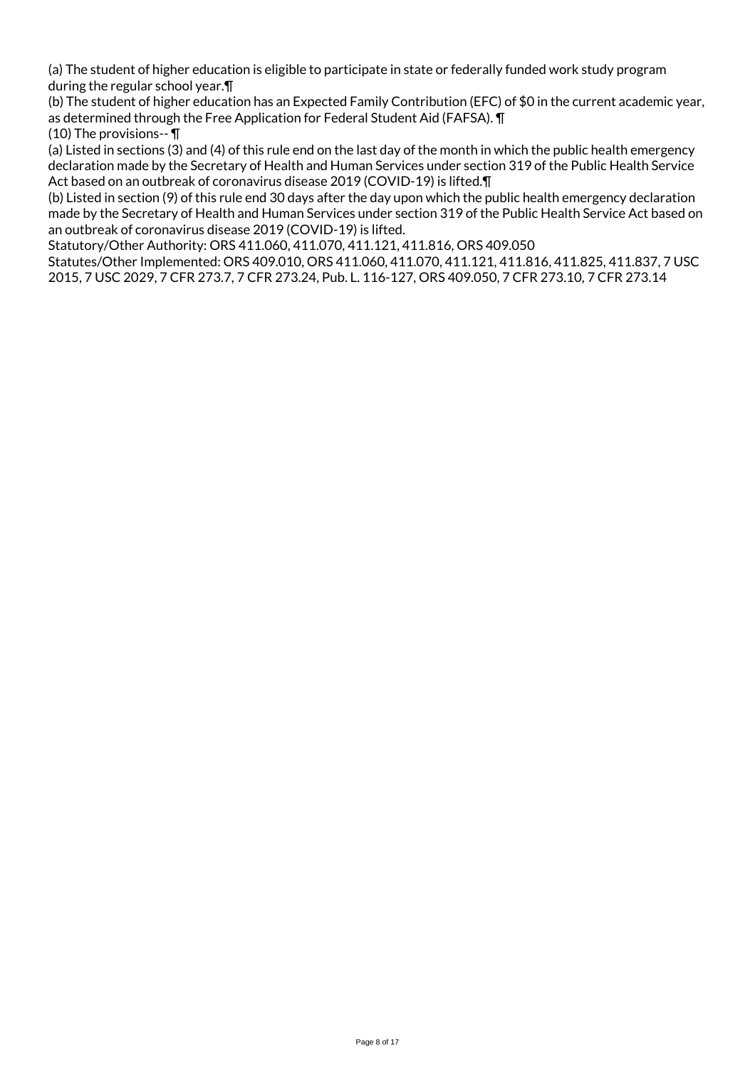(a) The student of higher education is eligible to participate in state or federally funded work study program during the regular school year.¶

(b) The student of higher education has an Expected Family Contribution (EFC) of $0 in the current academic year, as determined through the Free Application for Federal Student Aid (FAFSA). ¶

(10) The provisions-- ¶

(a) Listed in sections (3) and (4) of this rule end on the last day of the month in which the public health emergency declaration made by the Secretary of Health and Human Services under section 319 of the Public Health Service Act based on an outbreak of coronavirus disease 2019 (COVID-19) is lifted.¶

(b) Listed in section (9) of this rule end 30 days after the day upon which the public health emergency declaration made by the Secretary of Health and Human Services under section 319 of the Public Health Service Act based on an outbreak of coronavirus disease 2019 (COVID-19) is lifted.

Statutory/Other Authority: ORS 411.060, 411.070, 411.121, 411.816, ORS 409.050

Statutes/Other Implemented: ORS 409.010, ORS 411.060, 411.070, 411.121, 411.816, 411.825, 411.837, 7 USC 2015, 7 USC 2029, 7 CFR 273.7, 7 CFR 273.24, Pub. L. 116-127, ORS 409.050, 7 CFR 273.10, 7 CFR 273.14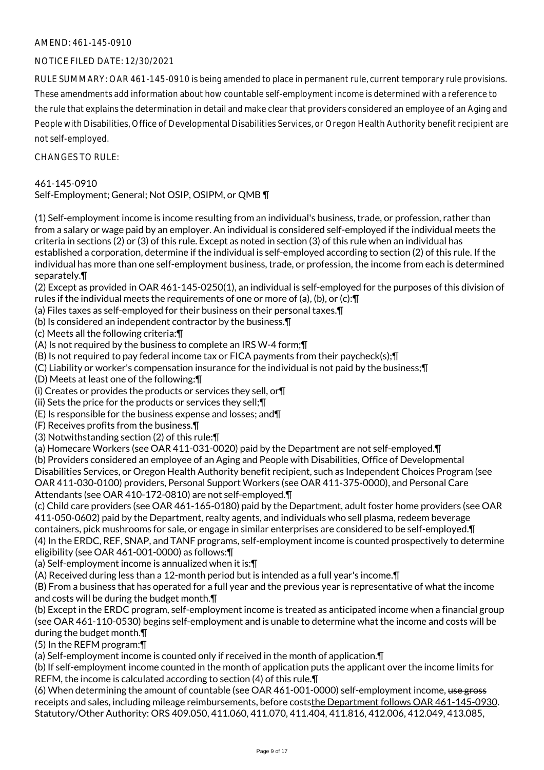AMEND: 461-145-0910

NOTICE FILED DATE: 12/30/2021

RULE SUMMARY: OAR 461-145-0910 is being amended to place in permanent rule, current temporary rule provisions. These amendments add information about how countable self-employment income is determined with a reference to the rule that explains the determination in detail and make clear that providers considered an employee of an Aging and People with Disabilities, Office of Developmental Disabilities Services, or Oregon Health Authority benefit recipient are not self-employed.

CHANGES TO RULE:

461-145-0910
Self-Employment; General; Not OSIP, OSIPM, or QMB ¶

(1) Self-employment income is income resulting from an individual's business, trade, or profession, rather than from a salary or wage paid by an employer. An individual is considered self-employed if the individual meets the criteria in sections (2) or (3) of this rule. Except as noted in section (3) of this rule when an individual has established a corporation, determine if the individual is self-employed according to section (2) of this rule. If the individual has more than one self-employment business, trade, or profession, the income from each is determined separately.¶
(2) Except as provided in OAR 461-145-0250(1), an individual is self-employed for the purposes of this division of rules if the individual meets the requirements of one or more of (a), (b), or (c):¶
(a) Files taxes as self-employed for their business on their personal taxes.¶
(b) Is considered an independent contractor by the business.¶
(c) Meets all the following criteria:¶
(A) Is not required by the business to complete an IRS W-4 form;¶
(B) Is not required to pay federal income tax or FICA payments from their paycheck(s);¶
(C) Liability or worker's compensation insurance for the individual is not paid by the business;¶
(D) Meets at least one of the following:¶
(i) Creates or provides the products or services they sell, or¶
(ii) Sets the price for the products or services they sell;¶
(E) Is responsible for the business expense and losses; and¶
(F) Receives profits from the business.¶
(3) Notwithstanding section (2) of this rule:¶
(a) Homecare Workers (see OAR 411-031-0020) paid by the Department are not self-employed.¶
(b) Providers considered an employee of an Aging and People with Disabilities, Office of Developmental Disabilities Services, or Oregon Health Authority benefit recipient, such as Independent Choices Program (see OAR 411-030-0100) providers, Personal Support Workers (see OAR 411-375-0000), and Personal Care Attendants (see OAR 410-172-0810) are not self-employed.¶
(c) Child care providers (see OAR 461-165-0180) paid by the Department, adult foster home providers (see OAR 411-050-0602) paid by the Department, realty agents, and individuals who sell plasma, redeem beverage containers, pick mushrooms for sale, or engage in similar enterprises are considered to be self-employed.¶
(4) In the ERDC, REF, SNAP, and TANF programs, self-employment income is counted prospectively to determine eligibility (see OAR 461-001-0000) as follows:¶
(a) Self-employment income is annualized when it is:¶
(A) Received during less than a 12-month period but is intended as a full year's income.¶
(B) From a business that has operated for a full year and the previous year is representative of what the income and costs will be during the budget month.¶
(b) Except in the ERDC program, self-employment income is treated as anticipated income when a financial group (see OAR 461-110-0530) begins self-employment and is unable to determine what the income and costs will be during the budget month.¶
(5) In the REFM program:¶
(a) Self-employment income is counted only if received in the month of application.¶
(b) If self-employment income counted in the month of application puts the applicant over the income limits for REFM, the income is calculated according to section (4) of this rule.¶
(6) When determining the amount of countable (see OAR 461-001-0000) self-employment income, ~~use gross receipts and sales, including mileage reimbursements, before costs~~the Department follows OAR 461-145-0930.
Statutory/Other Authority: ORS 409.050, 411.060, 411.070, 411.404, 411.816, 412.006, 412.049, 413.085,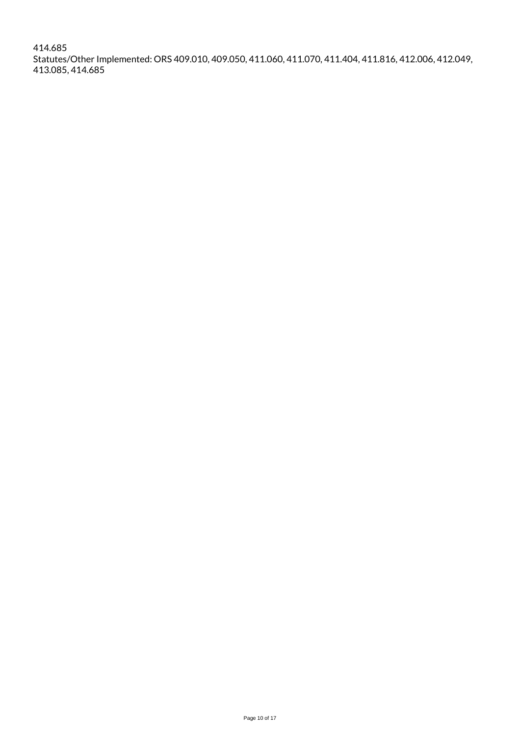414.685
Statutes/Other Implemented: ORS 409.010, 409.050, 411.060, 411.070, 411.404, 411.816, 412.006, 412.049, 413.085, 414.685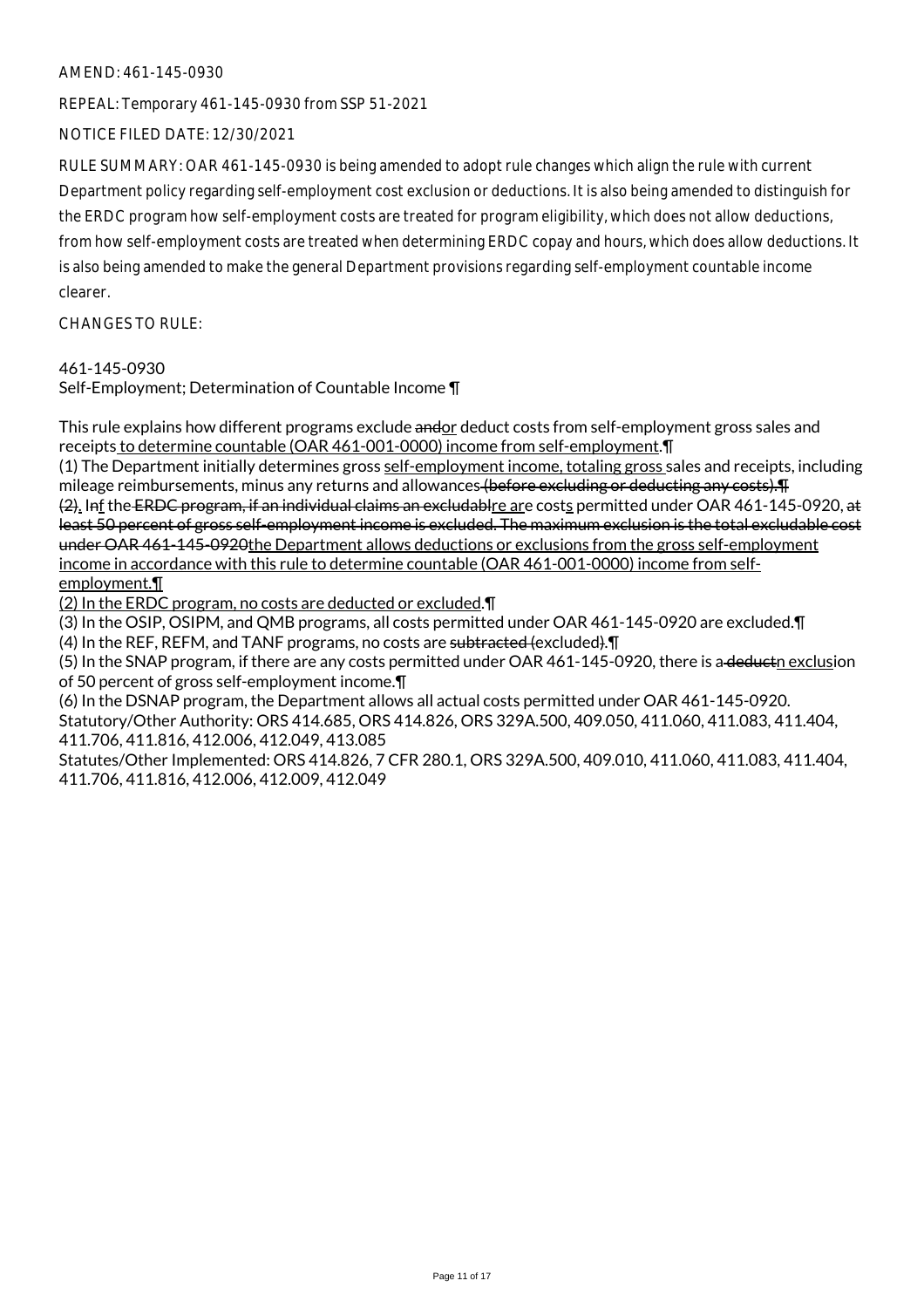AMEND: 461-145-0930

REPEAL: Temporary 461-145-0930 from SSP 51-2021

NOTICE FILED DATE: 12/30/2021

RULE SUMMARY: OAR 461-145-0930 is being amended to adopt rule changes which align the rule with current Department policy regarding self-employment cost exclusion or deductions. It is also being amended to distinguish for the ERDC program how self-employment costs are treated for program eligibility, which does not allow deductions, from how self-employment costs are treated when determining ERDC copay and hours, which does allow deductions. It is also being amended to make the general Department provisions regarding self-employment countable income clearer.

CHANGES TO RULE:

461-145-0930
Self-Employment; Determination of Countable Income ¶

This rule explains how different programs exclude ~~and~~or deduct costs from self-employment gross sales and receipts to determine countable (OAR 461-001-0000) income from self-employment.¶

(1) The Department initially determines gross self-employment income, totaling gross sales and receipts, including mileage reimbursements, minus any returns and allowances ~~(before excluding or deducting any costs).¶~~
~~(2)~~. I~~n~~f the ~~ERDC program, if an individual claims an excludabl~~re are costs permitted under OAR 461-145-0920, ~~at least 50 percent of gross self-employment income is excluded. The maximum exclusion is the total excludable cost under OAR 461-145-0920~~the Department allows deductions or exclusions from the gross self-employment income in accordance with this rule to determine countable (OAR 461-001-0000) income from self-employment.¶

(2) In the ERDC program, no costs are deducted or excluded.¶

(3) In the OSIP, OSIPM, and QMB programs, all costs permitted under OAR 461-145-0920 are excluded.¶

(4) In the REF, REFM, and TANF programs, no costs are ~~subtracted (~~excluded~~)~~.¶

(5) In the SNAP program, if there are any costs permitted under OAR 461-145-0920, there is a~~ deduct~~n exclusion of 50 percent of gross self-employment income.¶

(6) In the DSNAP program, the Department allows all actual costs permitted under OAR 461-145-0920.

Statutory/Other Authority: ORS 414.685, ORS 414.826, ORS 329A.500, 409.050, 411.060, 411.083, 411.404, 411.706, 411.816, 412.006, 412.049, 413.085

Statutes/Other Implemented: ORS 414.826, 7 CFR 280.1, ORS 329A.500, 409.010, 411.060, 411.083, 411.404, 411.706, 411.816, 412.006, 412.009, 412.049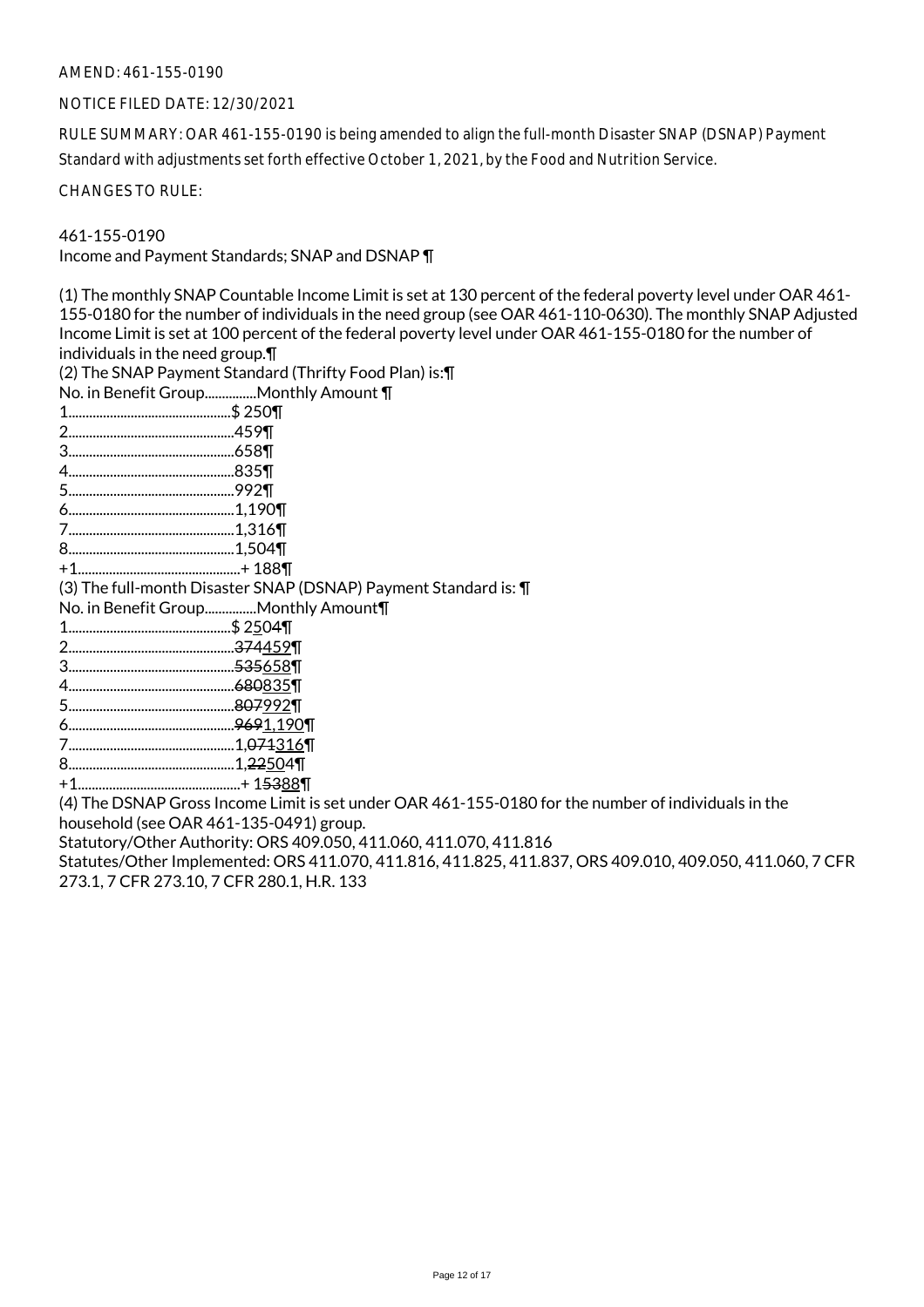AMEND: 461-155-0190

NOTICE FILED DATE: 12/30/2021

RULE SUMMARY: OAR 461-155-0190 is being amended to align the full-month Disaster SNAP (DSNAP) Payment Standard with adjustments set forth effective October 1, 2021, by the Food and Nutrition Service.

CHANGES TO RULE:

461-155-0190
Income and Payment Standards; SNAP and DSNAP ¶

(1) The monthly SNAP Countable Income Limit is set at 130 percent of the federal poverty level under OAR 461-155-0180 for the number of individuals in the need group (see OAR 461-110-0630). The monthly SNAP Adjusted Income Limit is set at 100 percent of the federal poverty level under OAR 461-155-0180 for the number of individuals in the need group.¶
(2) The SNAP Payment Standard (Thrifty Food Plan) is:¶
No. in Benefit Group...............Monthly Amount ¶
1..............................................$ 250¶
2...............................................459¶
3...............................................658¶
4...............................................835¶
5...............................................992¶
6...............................................1,190¶
7...............................................1,316¶
8...............................................1,504¶
+1..............................................+ 188¶
(3) The full-month Disaster SNAP (DSNAP) Payment Standard is: ¶
No. in Benefit Group...............Monthly Amount¶
1..............................................$ 2~~5~~04¶
2...............................................~~374~~459¶
3...............................................~~535~~658¶
4...............................................~~680~~835¶
5...............................................~~807~~992¶
6...............................................~~969~~1,190¶
7...............................................1,~~071~~316¶
8...............................................1,~~22~~504¶
+1..............................................+ 1~~53~~88¶
(4) The DSNAP Gross Income Limit is set under OAR 461-155-0180 for the number of individuals in the household (see OAR 461-135-0491) group.
Statutory/Other Authority: ORS 409.050, 411.060, 411.070, 411.816
Statutes/Other Implemented: ORS 411.070, 411.816, 411.825, 411.837, ORS 409.010, 409.050, 411.060, 7 CFR 273.1, 7 CFR 273.10, 7 CFR 280.1, H.R. 133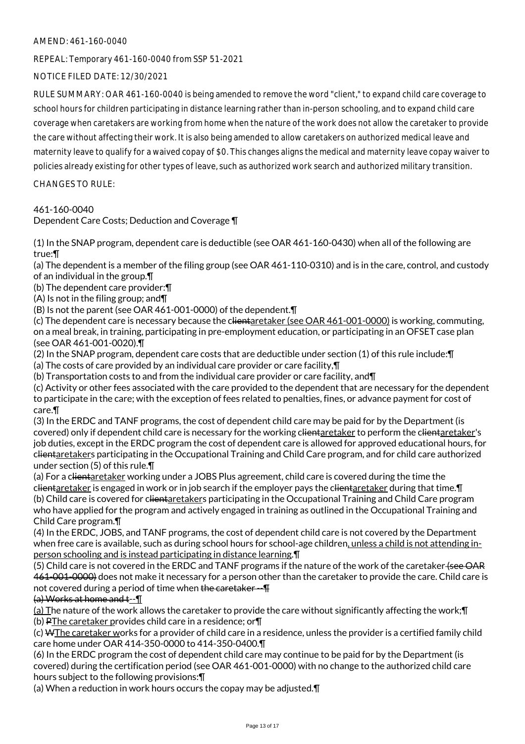AMEND: 461-160-0040

REPEAL: Temporary 461-160-0040 from SSP 51-2021

NOTICE FILED DATE: 12/30/2021

RULE SUMMARY: OAR 461-160-0040 is being amended to remove the word "client," to expand child care coverage to school hours for children participating in distance learning rather than in-person schooling, and to expand child care coverage when caretakers are working from home when the nature of the work does not allow the caretaker to provide the care without affecting their work. It is also being amended to allow caretakers on authorized medical leave and maternity leave to qualify for a waived copay of $0. This changes aligns the medical and maternity leave copay waiver to policies already existing for other types of leave, such as authorized work search and authorized military transition.

CHANGES TO RULE:

461-160-0040
Dependent Care Costs; Deduction and Coverage ¶

(1) In the SNAP program, dependent care is deductible (see OAR 461-160-0430) when all of the following are true:¶
(a) The dependent is a member of the filing group (see OAR 461-110-0310) and is in the care, control, and custody of an individual in the group.¶
(b) The dependent care provider:¶
(A) Is not in the filing group; and¶
(B) Is not the parent (see OAR 461-001-0000) of the dependent.¶
(c) The dependent care is necessary because the ~~client~~<u>aretaker (see OAR 461-001-0000)</u> is working, commuting, on a meal break, in training, participating in pre-employment education, or participating in an OFSET case plan (see OAR 461-001-0020).¶
(2) In the SNAP program, dependent care costs that are deductible under section (1) of this rule include:¶
(a) The costs of care provided by an individual care provider or care facility,¶
(b) Transportation costs to and from the individual care provider or care facility, and¶
(c) Activity or other fees associated with the care provided to the dependent that are necessary for the dependent to participate in the care; with the exception of fees related to penalties, fines, or advance payment for cost of care.¶
(3) In the ERDC and TANF programs, the cost of dependent child care may be paid for by the Department (is covered) only if dependent child care is necessary for the working ~~client~~<u>aretaker</u> to perform the ~~client~~<u>aretaker</u>'s job duties, except in the ERDC program the cost of dependent care is allowed for approved educational hours, for ~~client~~<u>aretaker</u>s participating in the Occupational Training and Child Care program, and for child care authorized under section (5) of this rule.¶
(a) For a ~~client~~<u>aretaker</u> working under a JOBS Plus agreement, child care is covered during the time the ~~client~~<u>aretaker</u> is engaged in work or in job search if the employer pays the ~~client~~<u>aretaker</u> during that time.¶
(b) Child care is covered for ~~client~~<u>aretaker</u>s participating in the Occupational Training and Child Care program who have applied for the program and actively engaged in training as outlined in the Occupational Training and Child Care program.¶
(4) In the ERDC, JOBS, and TANF programs, the cost of dependent child care is not covered by the Department when free care is available, such as during school hours for school-age children<u>, unless a child is not attending in-person schooling and is instead participating in distance learning</u>.¶
(5) Child care is not covered in the ERDC and TANF programs if the nature of the work of the caretaker ~~(see OAR 461-001-0000)~~ does not make it necessary for a person other than the caretaker to provide the care. Child care is not covered during a period of time when ~~the caretaker --¶~~
~~(a) Works at home and t~~<u>--¶</u>
<u>(a) T</u>he nature of the work allows the caretaker to provide the care without significantly affecting the work;¶
(b) ~~P~~<u>The caretaker p</u>rovides child care in a residence; or¶
(c) ~~W~~<u>The caretaker w</u>orks for a provider of child care in a residence, unless the provider is a certified family child care home under OAR 414-350-0000 to 414-350-0400.¶
(6) In the ERDC program the cost of dependent child care may continue to be paid for by the Department (is covered) during the certification period (see OAR 461-001-0000) with no change to the authorized child care hours subject to the following provisions:¶
(a) When a reduction in work hours occurs the copay may be adjusted.¶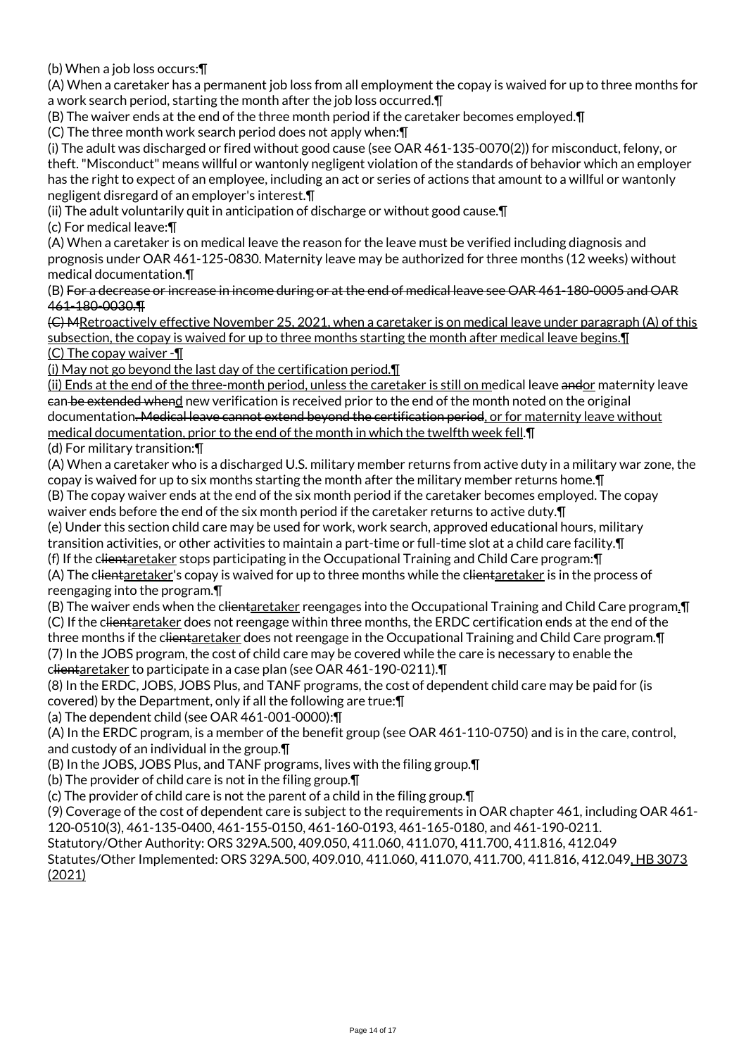(b) When a job loss occurs:¶

(A) When a caretaker has a permanent job loss from all employment the copay is waived for up to three months for a work search period, starting the month after the job loss occurred.¶

(B) The waiver ends at the end of the three month period if the caretaker becomes employed.¶

(C) The three month work search period does not apply when:¶

(i) The adult was discharged or fired without good cause (see OAR 461-135-0070(2)) for misconduct, felony, or theft. "Misconduct" means willful or wantonly negligent violation of the standards of behavior which an employer has the right to expect of an employee, including an act or series of actions that amount to a willful or wantonly negligent disregard of an employer's interest.¶

(ii) The adult voluntarily quit in anticipation of discharge or without good cause.¶

(c) For medical leave:¶

(A) When a caretaker is on medical leave the reason for the leave must be verified including diagnosis and prognosis under OAR 461-125-0830. Maternity leave may be authorized for three months (12 weeks) without medical documentation.¶

(B) ~~For a decrease or increase in income during or at the end of medical leave see OAR 461-180-0005 and OAR 461-180-0030.¶~~

~~(C) M~~<u>Retroactively effective November 25, 2021, when a caretaker is on medical leave under paragraph (A) of this subsection, the copay is waived for up to three months starting the month after medical leave begins.¶</u>

<u>(C) The copay waiver -¶</u>

<u>(i) May not go beyond the last day of the certification period.¶</u>

<u>(ii) Ends at the end of the three-month period, unless the caretaker is still on m</u>edical leave ~~and~~<u>or</u> maternity leave ~~can be extended when~~<u>d</u> new verification is received prior to the end of the month noted on the original documentation~~. Medical leave cannot extend beyond the certification period~~<u>, or for maternity leave without medical documentation, prior to the end of the month in which the twelfth week fell</u>.¶

(d) For military transition:¶

(A) When a caretaker who is a discharged U.S. military member returns from active duty in a military war zone, the copay is waived for up to six months starting the month after the military member returns home.¶

(B) The copay waiver ends at the end of the six month period if the caretaker becomes employed. The copay waiver ends before the end of the six month period if the caretaker returns to active duty.¶

(e) Under this section child care may be used for work, work search, approved educational hours, military transition activities, or other activities to maintain a part-time or full-time slot at a child care facility.¶

(f) If the c~~lient~~<u>aretaker</u> stops participating in the Occupational Training and Child Care program:¶

(A) The c~~lient~~<u>aretaker</u>'s copay is waived for up to three months while the c~~lient~~<u>aretaker</u> is in the process of reengaging into the program.¶

(B) The waiver ends when the c~~lient~~<u>aretaker</u> reengages into the Occupational Training and Child Care program<u>.</u>¶

(C) If the c~~lient~~<u>aretaker</u> does not reengage within three months, the ERDC certification ends at the end of the three months if the c~~lient~~<u>aretaker</u> does not reengage in the Occupational Training and Child Care program.¶

(7) In the JOBS program, the cost of child care may be covered while the care is necessary to enable the c~~lient~~<u>aretaker</u> to participate in a case plan (see OAR 461-190-0211).¶

(8) In the ERDC, JOBS, JOBS Plus, and TANF programs, the cost of dependent child care may be paid for (is covered) by the Department, only if all the following are true:¶

(a) The dependent child (see OAR 461-001-0000):¶

(A) In the ERDC program, is a member of the benefit group (see OAR 461-110-0750) and is in the care, control, and custody of an individual in the group.¶

(B) In the JOBS, JOBS Plus, and TANF programs, lives with the filing group.¶

(b) The provider of child care is not in the filing group.¶

(c) The provider of child care is not the parent of a child in the filing group.¶

(9) Coverage of the cost of dependent care is subject to the requirements in OAR chapter 461, including OAR 461-120-0510(3), 461-135-0400, 461-155-0150, 461-160-0193, 461-165-0180, and 461-190-0211.

Statutory/Other Authority: ORS 329A.500, 409.050, 411.060, 411.070, 411.700, 411.816, 412.049

Statutes/Other Implemented: ORS 329A.500, 409.010, 411.060, 411.070, 411.700, 411.816, 412.049<u>, HB 3073 (2021)</u>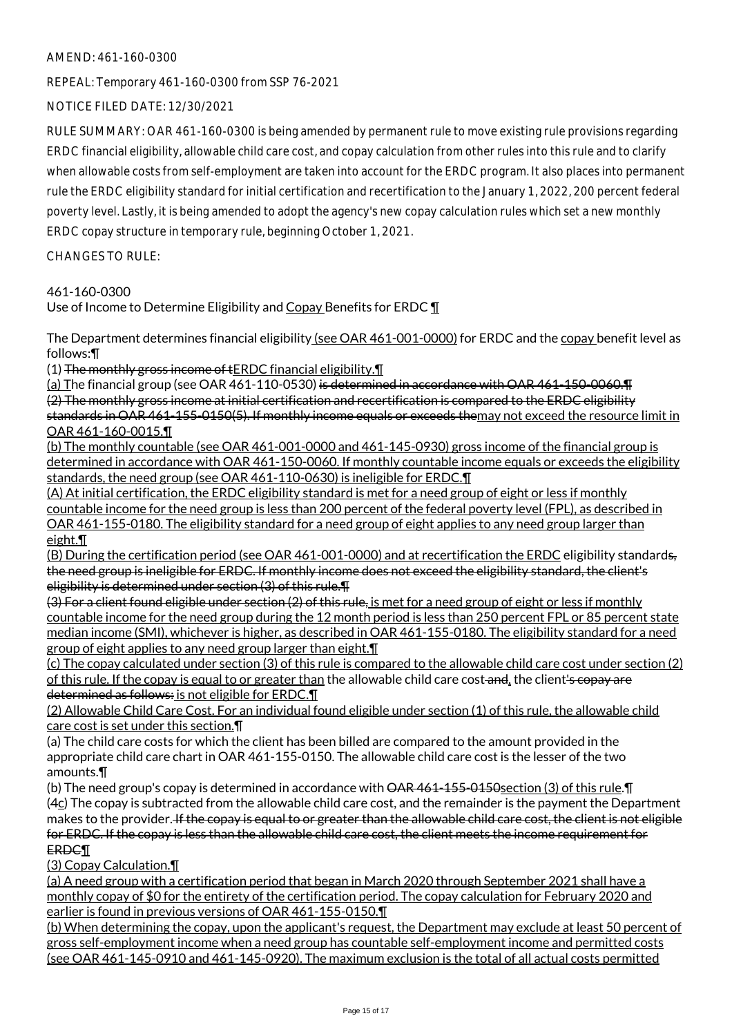AMEND: 461-160-0300

REPEAL: Temporary 461-160-0300 from SSP 76-2021

NOTICE FILED DATE: 12/30/2021

RULE SUMMARY: OAR 461-160-0300 is being amended by permanent rule to move existing rule provisions regarding ERDC financial eligibility, allowable child care cost, and copay calculation from other rules into this rule and to clarify when allowable costs from self-employment are taken into account for the ERDC program. It also places into permanent rule the ERDC eligibility standard for initial certification and recertification to the January 1, 2022, 200 percent federal poverty level. Lastly, it is being amended to adopt the agency's new copay calculation rules which set a new monthly ERDC copay structure in temporary rule, beginning October 1, 2021.

CHANGES TO RULE:

461-160-0300
Use of Income to Determine Eligibility and Copay Benefits for ERDC ¶

The Department determines financial eligibility (see OAR 461-001-0000) for ERDC and the copay benefit level as follows:¶

(1) ~~The monthly gross income of t~~ERDC financial eligibility.¶

(a) The financial group (see OAR 461-110-0530) ~~is determined in accordance with OAR 461-150-0060.¶~~
~~(2) The monthly gross income at initial certification and recertification is compared to the ERDC eligibility standards in OAR 461-155-0150(5). If monthly income equals or exceeds the~~may not exceed the resource limit in OAR 461-160-0015.¶

(b) The monthly countable (see OAR 461-001-0000 and 461-145-0930) gross income of the financial group is determined in accordance with OAR 461-150-0060. If monthly countable income equals or exceeds the eligibility standards, the need group (see OAR 461-110-0630) is ineligible for ERDC.¶

(A) At initial certification, the ERDC eligibility standard is met for a need group of eight or less if monthly countable income for the need group is less than 200 percent of the federal poverty level (FPL), as described in OAR 461-155-0180. The eligibility standard for a need group of eight applies to any need group larger than eight.¶

(B) During the certification period (see OAR 461-001-0000) and at recertification the ERDC eligibility standard~~s, the need group is ineligible for ERDC. If monthly income does not exceed the eligibility standard, the client's eligibility is determined under section (3) of this rule.¶~~
~~(3) For a client found eligible under section (2) of this rule,~~ is met for a need group of eight or less if monthly countable income for the need group during the 12 month period is less than 250 percent FPL or 85 percent state median income (SMI), whichever is higher, as described in OAR 461-155-0180. The eligibility standard for a need group of eight applies to any need group larger than eight.¶

(c) The copay calculated under section (3) of this rule is compared to the allowable child care cost under section (2) of this rule. If the copay is equal to or greater than the allowable child care cost ~~and~~, the client~~'s copay are determined as follows:~~ is not eligible for ERDC.¶

(2) Allowable Child Care Cost. For an individual found eligible under section (1) of this rule, the allowable child care cost is set under this section.¶

(a) The child care costs for which the client has been billed are compared to the amount provided in the appropriate child care chart in OAR 461-155-0150. The allowable child care cost is the lesser of the two amounts.¶

(b) The need group's copay is determined in accordance with ~~OAR 461-155-0150~~section (3) of this rule.¶

(~~4~~c) The copay is subtracted from the allowable child care cost, and the remainder is the payment the Department makes to the provider. ~~If the copay is equal to or greater than the allowable child care cost, the client is not eligible for ERDC. If the copay is less than the allowable child care cost, the client meets the income requirement for ERDC¶~~

(3) Copay Calculation.¶

(a) A need group with a certification period that began in March 2020 through September 2021 shall have a monthly copay of $0 for the entirety of the certification period. The copay calculation for February 2020 and earlier is found in previous versions of OAR 461-155-0150.¶

(b) When determining the copay, upon the applicant's request, the Department may exclude at least 50 percent of gross self-employment income when a need group has countable self-employment income and permitted costs (see OAR 461-145-0910 and 461-145-0920). The maximum exclusion is the total of all actual costs permitted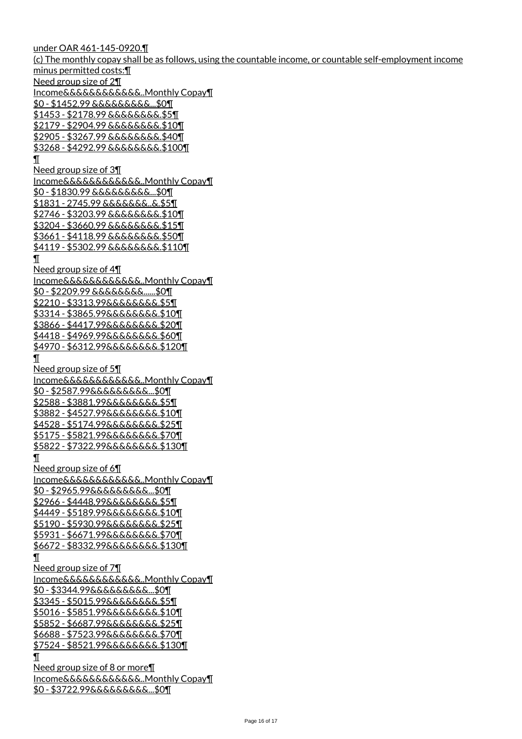under OAR 461-145-0920.¶

(c) The monthly copay shall be as follows, using the countable income, or countable self-employment income minus permitted costs:¶

Need group size of 2¶

Income&&&&&&&&&&&..Monthly Copay¶

$0 - $1452.99 &&&&&&&&&...$0¶

$1453 - $2178.99 &&&&&&&&.$5¶

$2179 - $2904.99 &&&&&&&&.$10¶

$2905 - $3267.99 &&&&&&&&.$40¶

$3268 - $4292.99 &&&&&&&&.$100¶

¶

Need group size of 3¶

Income&&&&&&&&&&&..Monthly Copay¶

$0 - $1830.99 &&&&&&&&&...$0¶

$1831 - 2745.99 &&&&&&&..&.$5¶

$2746 - $3203.99 &&&&&&&&.$10¶

$3204 - $3660.99 &&&&&&&&.$15¶

$3661 - $4118.99 &&&&&&&&.$50¶

$4119 - $5302.99 &&&&&&&&.$110¶

¶

Need group size of 4¶

Income&&&&&&&&&&&..Monthly Copay¶

$0 - $2209.99 &&&&&&&&......$0¶

$2210 - $3313.99&&&&&&&&.$5¶

$3314 - $3865.99&&&&&&&&.$10¶

$3866 - $4417.99&&&&&&&&.$20¶

$4418 - $4969.99&&&&&&&&.$60¶

$4970 - $6312.99&&&&&&&&.$120¶

¶

Need group size of 5¶

Income&&&&&&&&&&&..Monthly Copay¶

$0 - $2587.99&&&&&&&&&...$0¶

$2588 - $3881.99&&&&&&&&.$5¶

$3882 - $4527.99&&&&&&&&.$10¶

$4528 - $5174.99&&&&&&&&.$25¶

$5175 - $5821.99&&&&&&&&.$70¶

$5822 - $7322.99&&&&&&&&.$130¶

¶

Need group size of 6¶

Income&&&&&&&&&&&..Monthly Copay¶

$0 - $2965.99&&&&&&&&&...$0¶

$2966 - $4448.99&&&&&&&&.$5¶

$4449 - $5189.99&&&&&&&&.$10¶

$5190 - $5930.99&&&&&&&&.$25¶

$5931 - $6671.99&&&&&&&&.$70¶

$6672 - $8332.99&&&&&&&&.$130¶

¶

Need group size of 7¶

Income&&&&&&&&&&&..Monthly Copay¶

$0 - $3344.99&&&&&&&&&...$0¶

$3345 - $5015.99&&&&&&&&.$5¶

$5016 - $5851.99&&&&&&&&.$10¶

$5852 - $6687.99&&&&&&&&.$25¶

$6688 - $7523.99&&&&&&&&.$70¶

$7524 - $8521.99&&&&&&&&.$130¶

¶

Need group size of 8 or more¶

Income&&&&&&&&&&&..Monthly Copay¶

$0 - $3722.99&&&&&&&&&...$0¶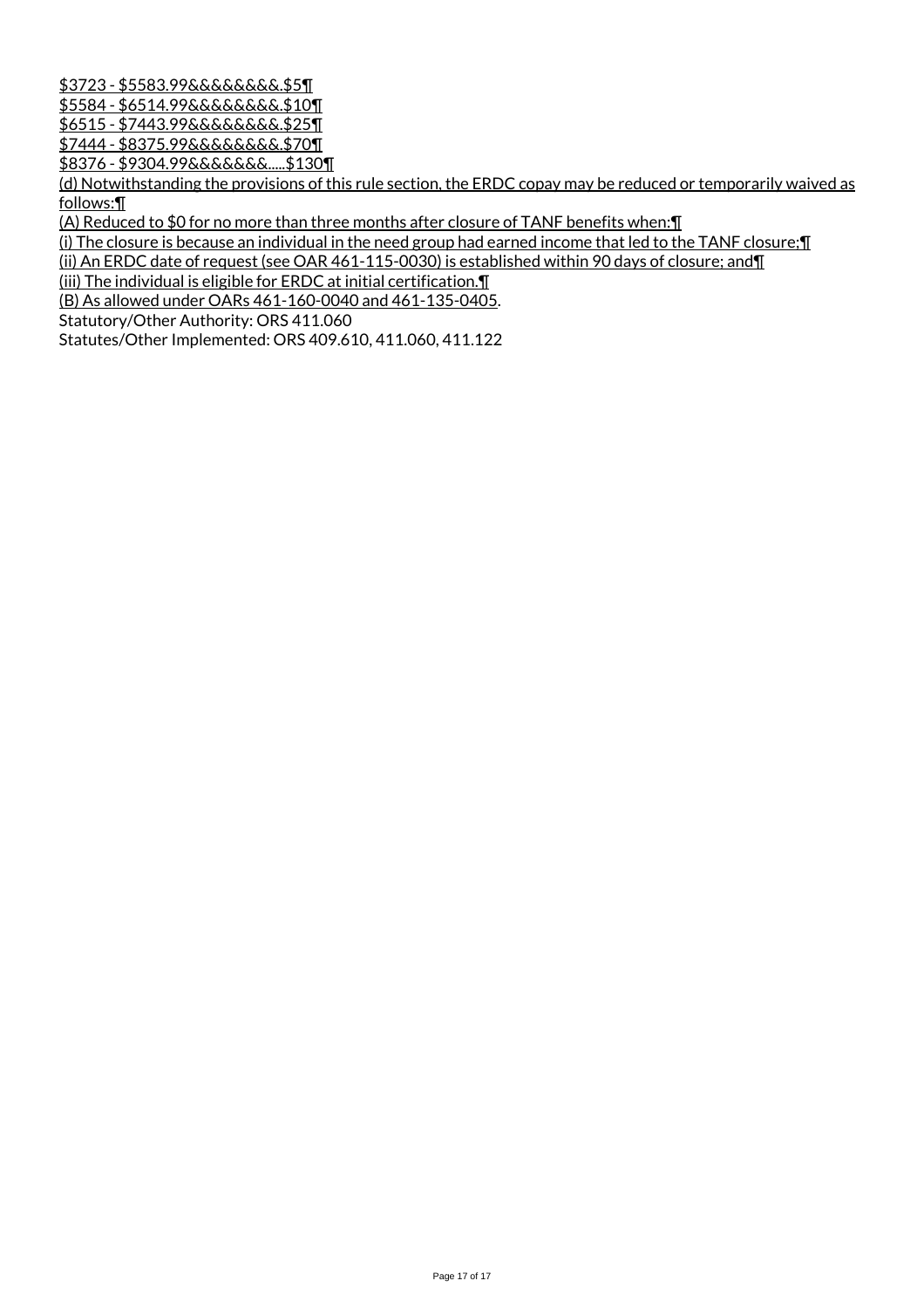$3723 - $5583.99&&&&&&&&.$5¶
$5584 - $6514.99&&&&&&&&.$10¶
$6515 - $7443.99&&&&&&&&.$25¶
$7444 - $8375.99&&&&&&&&.$70¶
$8376 - $9304.99&&&&&&&.....$130¶
(d) Notwithstanding the provisions of this rule section, the ERDC copay may be reduced or temporarily waived as follows:¶
(A) Reduced to $0 for no more than three months after closure of TANF benefits when:¶
(i) The closure is because an individual in the need group had earned income that led to the TANF closure;¶
(ii) An ERDC date of request (see OAR 461-115-0030) is established within 90 days of closure; and¶
(iii) The individual is eligible for ERDC at initial certification.¶
(B) As allowed under OARs 461-160-0040 and 461-135-0405.
Statutory/Other Authority: ORS 411.060
Statutes/Other Implemented: ORS 409.610, 411.060, 411.122